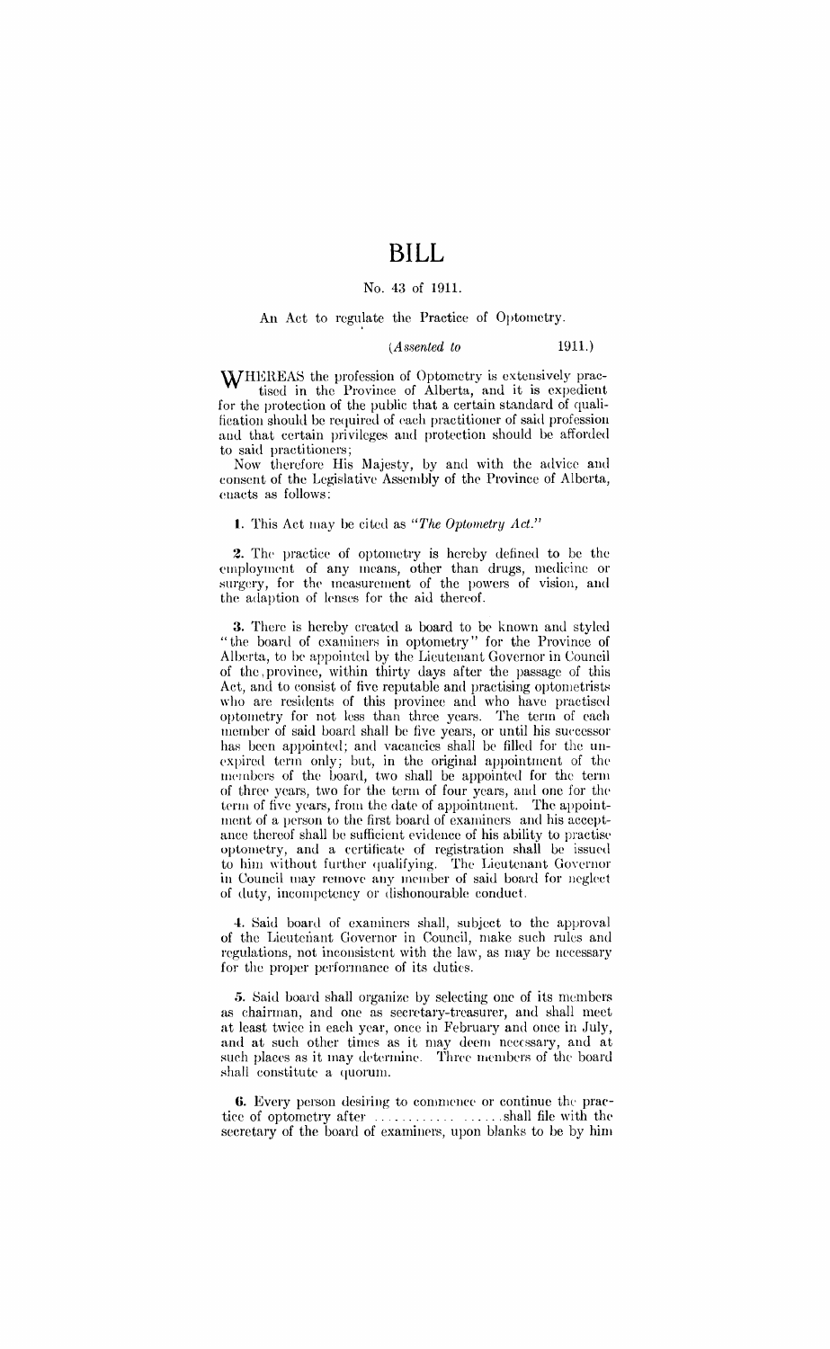# BILL

No. 43 of 1911.

An Act to regulate the Practice of Optometry.

(*Assented to* 1911.)

WHEREAS the profession of Optometry is extensively practised in the Province of Alberta, and it is expedient for the protection of the public that a certain standard of qualification should be required of each practitioner of said profession and that certain privileges and protection should be afforded to said practitioners;

Now therefore His Majesty, by and with the advice and consent of the Legislative Assembly of the Province of Alberta, enacts as follows:

**1.** This Act may be cited as *"The Optometry Act."*

**2.** The practice of optometry is hereby defined to be the employment of any means, other than drugs, medicine or surgery, for the measurement of the powers of vision, and the adaptation of lenses for the aid thereof.

**3.** There is hereby created a board to be known and styled "the board of examiners in optometry" for the Province of Alberta, to be appointed by the Lieutenant Governor in Council of the province, within thirty days after the passage of this Act, and to consist of five reputable and practising optometrists who are residents of this province and who have practised optometry for not less than three years. The term of each member of said board shall be five years, or until his successor has been appointed; and vacancies shall be filled for the unexpired term only; but, in the original appointment of the members of the board, two shall be appointed for the term of three years, two for the term of four years, and one for the term of five years, from the date of appointment. The appointment of a person to the first board of examiners and his acceptance thereof shall be sufficient evidence of his ability to practise optometry, and a certificate of registration shall be issued to him without further qualifying. The Lieutenant Governor in Council may remove any member of said board for neglect of duty, incompetency or dishonourable conduct.

**4.** Said board of examiners shall, subject to the approval of the Lieutenant Governor in Council, make such rules and regulations, not inconsistent with the law, as may be necessary for the proper performance of its duties.

**5.** Said board shall organize by selecting one of its members as chairman, and one as secretary-treasurer, and shall meet at least twice in each year, once in February and once in July, and at such other times as it may deem necessary, and at such places as it may determine. Three members of the board shall constitute a quorum.

**6.** Every person desiring to commence or continue the practice of optometry after .................. shall file with the secretary of the board of examiners, upon blanks to be by him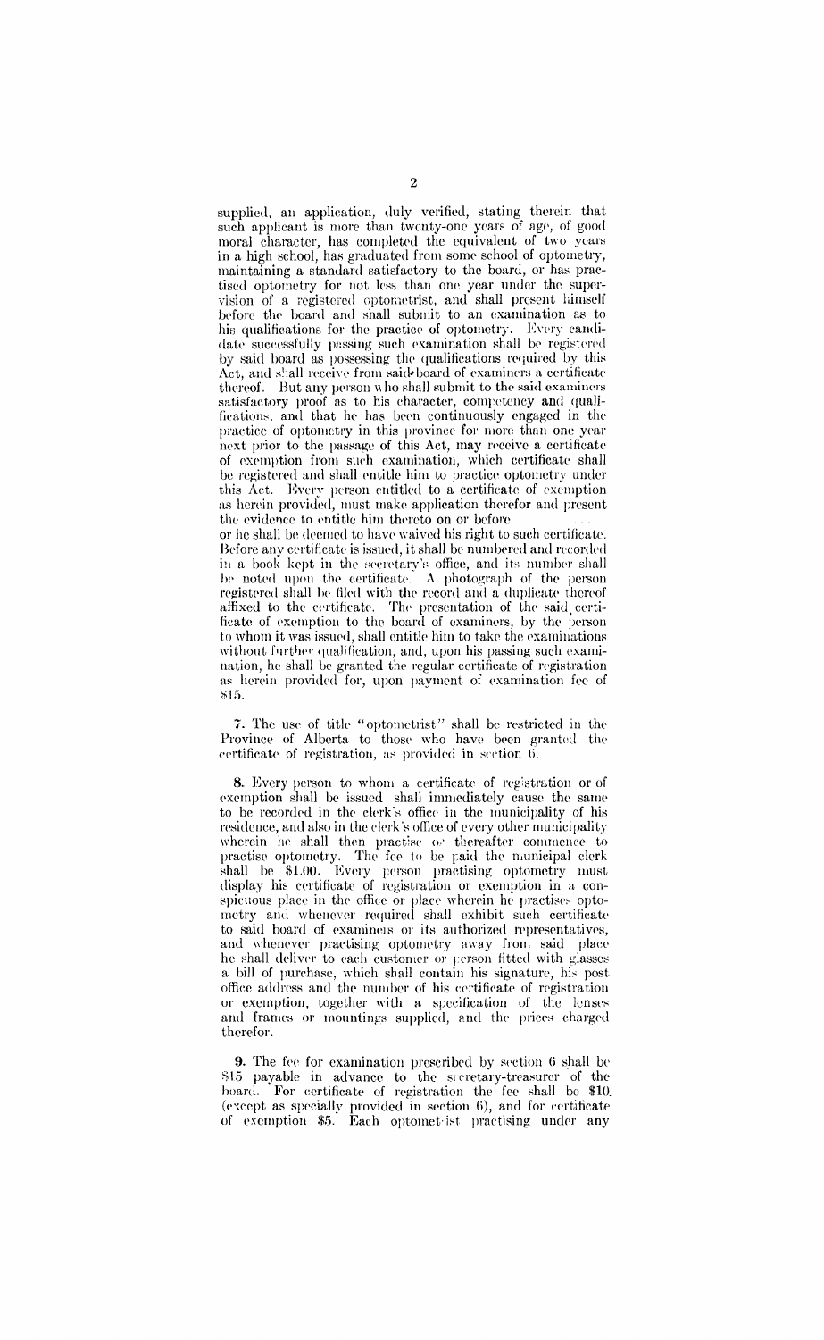supplied, an application, duly verified, stating therein that such applicant is more than twenty-one years of age, of good moral character, has completed the equivalent of two years in a high school, has graduated from some school of optometry, maintaining a standard satisfactory to the board, or has practised optometry for not less than one year under the supervision of a registered optometrist, and shall present himself before the board and shall submit to an examination as to his qualifications for the practice of optometry. Every candidate successfully passing such examination shall be registered by said board as possessing the qualifications required by this Act, and shall receive from said board of examiners a certificate thereof. But any person who shall submit to the said examiners satisfactory proof as to his character, competency and qualifications, and that he has been continuously engaged in the practice of optometry in this province for more than one year next prior to the passage of this Act, may receive a certificate of exemption from such examination, which certificate shall be registered and shall entitle him to practice optometry under this Act. Every person entitled to a certificate of exemption as herein provided, must make application therefor and present the evidence to entitle him thereto on or before..... ..... or he shall be deemed to have waived his right to such certificate. Before any certificate is issued, it shall be numbered and recorded in a book kept in the secretary's office, and its number shall be noted upon the certificate. A photograph of the person registered shall be filed with the record and a duplicate thereof affixed to the certificate. The presentation of the said certificate of exemption to the board of examiners, by the person to whom it was issued, shall entitle him to take the examinations without further qualification, and, upon his passing such examination, he shall be granted the regular certificate of registration as herein provided for, upon payment of examination fee of $15.

**7.** The use of title "optometrist" shall be restricted in the Province of Alberta to those who have been granted the certificate of registration, as provided in section 6.

**8.** Every person to whom a certificate of registration or of exemption shall be issued shall immediately cause the same to be recorded in the clerk's office in the municipality of his residence, and also in the clerk's office of every other municipality wherein he shall then practise or thereafter commence to practise optometry. The fee to be paid the municipal clerk shall be $1.00. Every person practising optometry must display his certificate of registration or exemption in a conspicuous place in the office or place wherein he practises optometry and whenever required shall exhibit such certificate to said board of examiners or its authorized representatives, and whenever practising optometry away from said place he shall deliver to each customer or person fitted with glasses a bill of purchase, which shall contain his signature, his post office address and the number of his certificate of registration or exemption, together with a specification of the lenses and frames or mountings supplied, and the prices charged therefor.

**9.** The fee for examination prescribed by section 6 shall be $15 payable in advance to the secretary-treasurer of the board. For certificate of registration the fee shall be $10 (except as specially provided in section 6), and for certificate of exemption $5. Each optometrist practising under any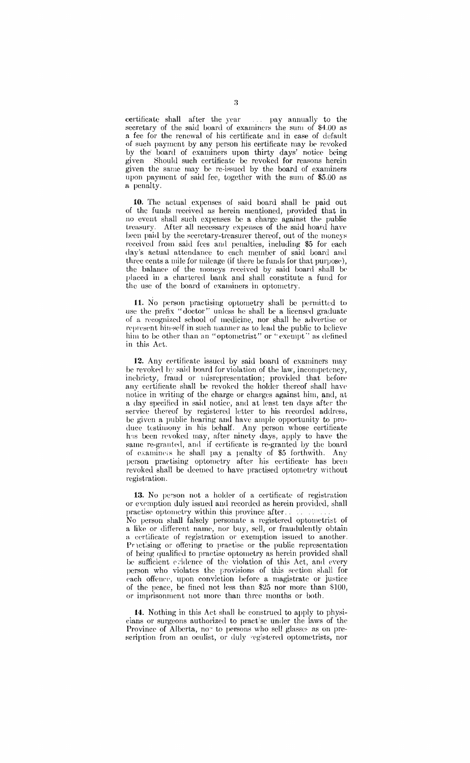certificate shall after the year . . . pay annually to the secretary of the said board of examiners the sum of $4.00 as a fee for the renewal of his certificate and in case of default of such payment by any person his certificate may be revoked by the board of examiners upon thirty days' notice being given Should such certificate be revoked for reasons herein given the same may be re-issued by the board of examiners upon payment of said fee, together with the sum of $5.00 as a penalty.

**10.** The actual expenses of said board shall be paid out of the funds received as herein mentioned, provided that in no event shall such expenses be a charge against the public treasury. After all necessary expenses of the said board have been paid by the secretary-treasurer thereof, out of the moneys received from said fees and penalties, including $5 for each day's actual attendance to each member of said board and three cents a mile for mileage (if there be funds for that purpose), the balance of the moneys received by said board shall be placed in a chartered bank and shall constitute a fund for the use of the board of examiners in optometry.

**11.** No person practising optometry shall be permitted to use the prefix "doctor" unless he shall be a licensed graduate of a recognized school of medicine, nor shall he advertise or represent himself in such manner as to lead the public to believe him to be other than an "optometrist" or "exempt" as defined in this Act.

**12.** Any certificate issued by said board of examiners may be revoked by said board for violation of the law, incompetency, inebriety, fraud or misrepresentation; provided that before any certificate shall be revoked the holder thereof shall have notice in writing of the charge or charges against him, and, at a day specified in said notice, and at least ten days after the service thereof by registered letter to his recorded address, be given a public hearing and have ample opportunity to produce testimony in his behalf. Any person whose certificate has been revoked may, after ninety days, apply to have the same re-granted, and if certificate is re-granted by the board of examiners he shall pay a penalty of $5 forthwith. Any person practising optometry after his certificate has been revoked shall be deemed to have practised optometry without registration.

**13.** No person not a holder of a certificate of registration or exemption duly issued and recorded as herein provided, shall practise optometry within this province after . . . . . . . .
No person shall falsely personate a registered optometrist of a like or different name, nor buy, sell, or fraudulently obtain a certificate of registration or exemption issued to another. Practising or offering to practise or the public representation of being qualified to practise optometry as herein provided shall be sufficient evidence of the violation of this Act, and every person who violates the provisions of this section shall for each offence, upon conviction before a magistrate or justice of the peace, be fined not less than $25 nor more than $100, or imprisonment not more than three months or both.

**14.** Nothing in this Act shall be construed to apply to physicians or surgeons authorized to practise under the laws of the Province of Alberta, nor to persons who sell glasses as on prescription from an oculist, or duly registered optometrists, nor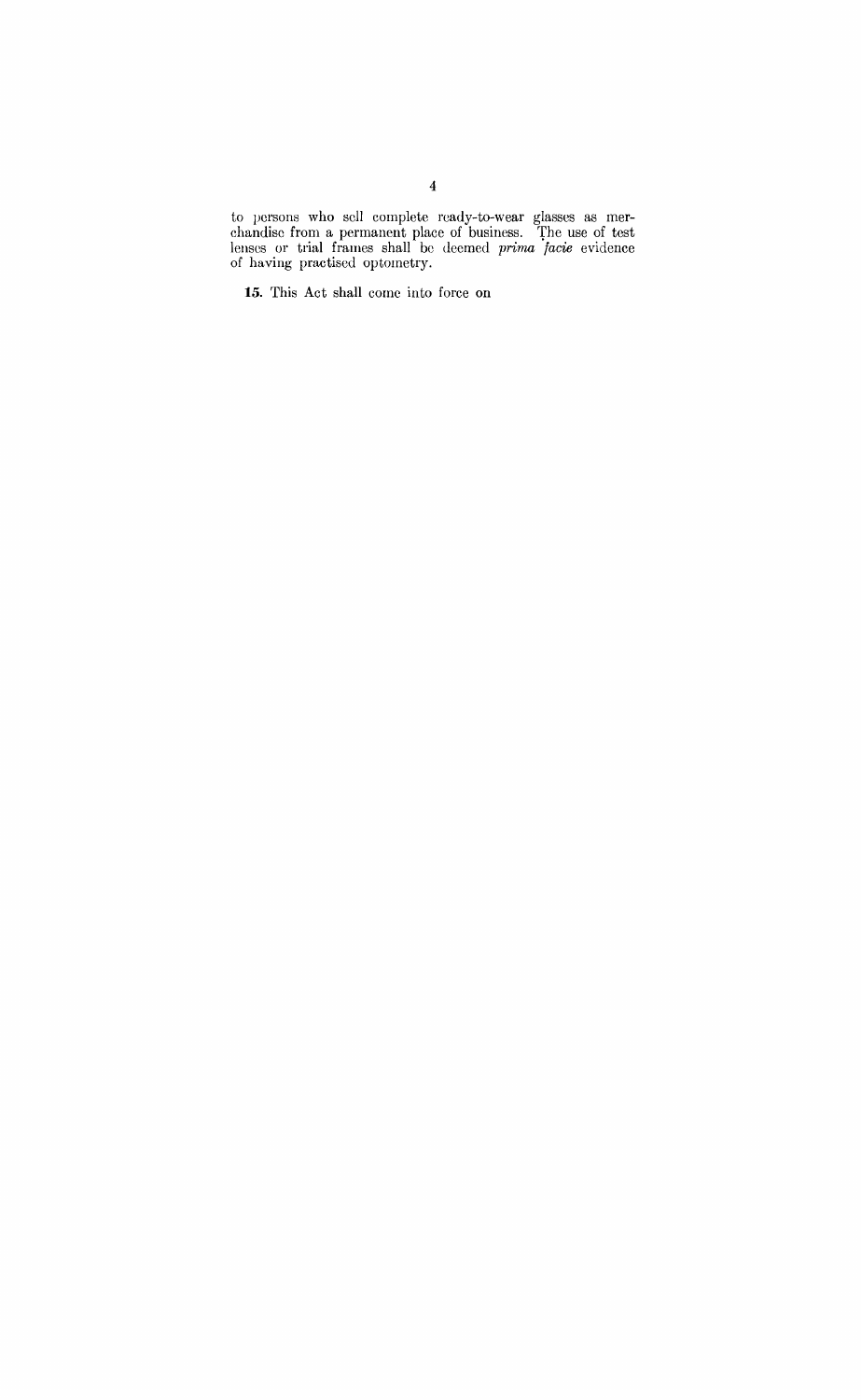to persons who sell complete ready-to-wear glasses as merchandise from a permanent place of business. The use of test lenses or trial frames shall be deemed *prima facie* evidence of having practised optometry.

**15.** This Act shall come into force on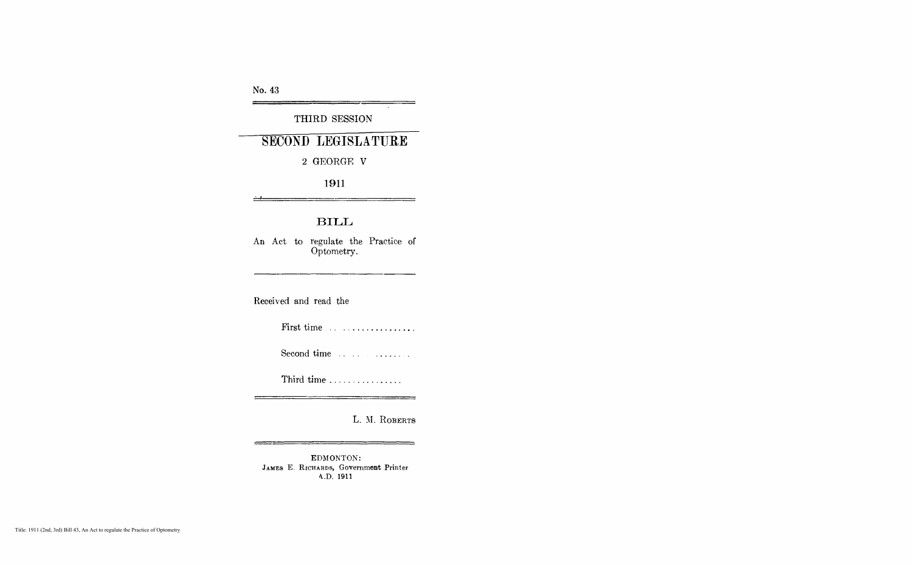No. 43

THIRD SESSION

# SECOND LEGISLATURE

2 GEORGE V

1911

## BILL

An Act to regulate the Practice of Optometry.

Received and read the

First time ................

Second time ........

Third time ...............

L. M. ROBERTS

EDMONTON:
JAMES E. RICHARDS, Government Printer
A.D. 1911

Title: 1911 (2nd, 3rd) Bill 43, An Act to regulate the Practice of Optometry